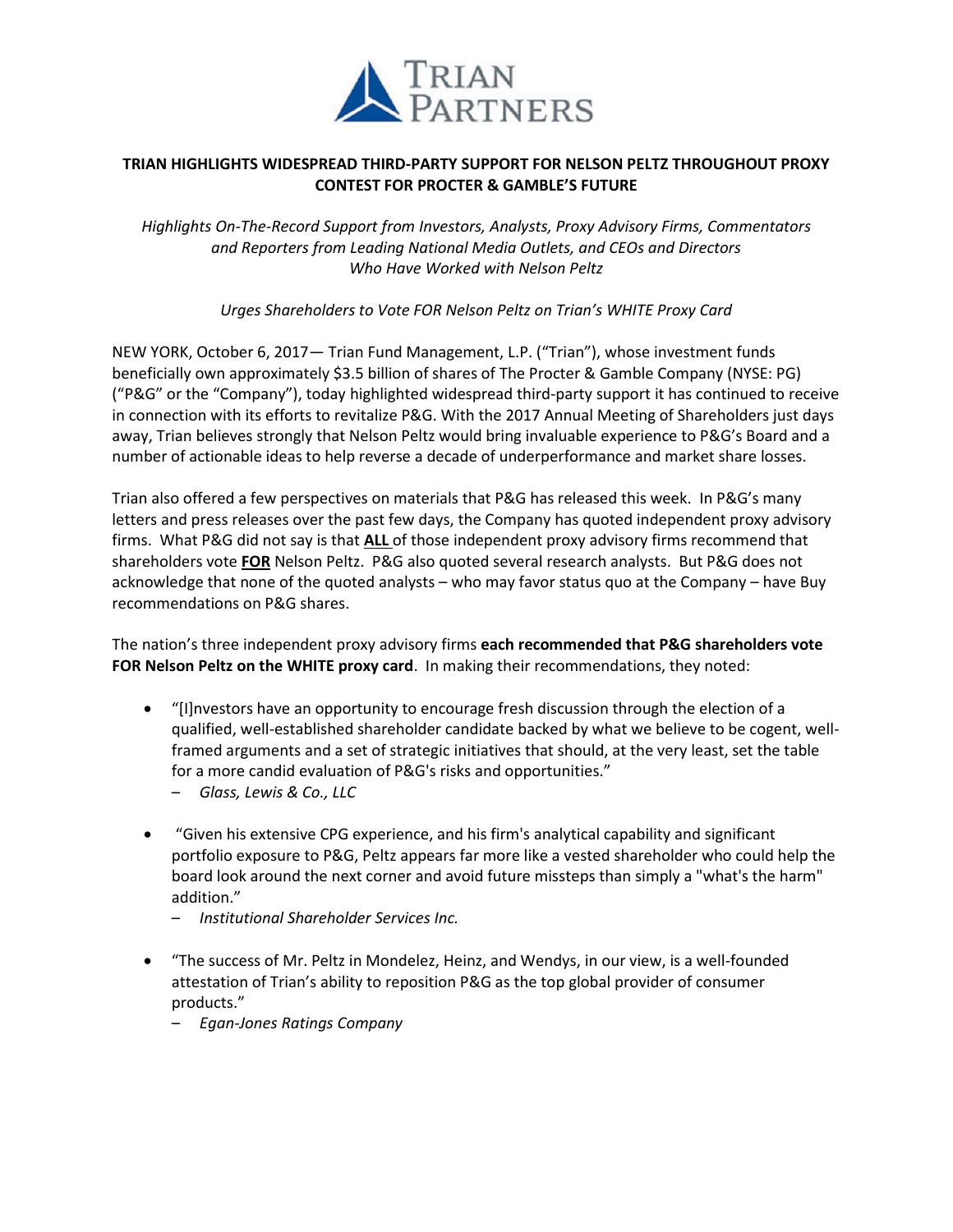TRIAN PARTNERS

**TRIAN HIGHLIGHTS WIDESPREAD THIRD-PARTY SUPPORT FOR NELSON PELTZ THROUGHOUT PROXY CONTEST FOR PROCTER & GAMBLE'S FUTURE**

*Highlights On-The-Record Support from Investors, Analysts, Proxy Advisory Firms, Commentators and Reporters from Leading National Media Outlets, and CEOs and Directors Who Have Worked with Nelson Peltz*

*Urges Shareholders to Vote FOR Nelson Peltz on Trian's WHITE Proxy Card*

NEW YORK, October 6, 2017— Trian Fund Management, L.P. ("Trian"), whose investment funds beneficially own approximately $3.5 billion of shares of The Procter & Gamble Company (NYSE: PG) ("P&G" or the "Company"), today highlighted widespread third-party support it has continued to receive in connection with its efforts to revitalize P&G. With the 2017 Annual Meeting of Shareholders just days away, Trian believes strongly that Nelson Peltz would bring invaluable experience to P&G's Board and a number of actionable ideas to help reverse a decade of underperformance and market share losses.

Trian also offered a few perspectives on materials that P&G has released this week. In P&G's many letters and press releases over the past few days, the Company has quoted independent proxy advisory firms. What P&G did not say is that **ALL** of those independent proxy advisory firms recommend that shareholders vote **FOR** Nelson Peltz. P&G also quoted several research analysts. But P&G does not acknowledge that none of the quoted analysts – who may favor status quo at the Company – have Buy recommendations on P&G shares.

The nation's three independent proxy advisory firms **each recommended that P&G shareholders vote FOR Nelson Peltz on the WHITE proxy card**. In making their recommendations, they noted:

- "[I]nvestors have an opportunity to encourage fresh discussion through the election of a qualified, well-established shareholder candidate backed by what we believe to be cogent, well-framed arguments and a set of strategic initiatives that should, at the very least, set the table for a more candid evaluation of P&G's risks and opportunities."
  – *Glass, Lewis & Co., LLC*

- "Given his extensive CPG experience, and his firm's analytical capability and significant portfolio exposure to P&G, Peltz appears far more like a vested shareholder who could help the board look around the next corner and avoid future missteps than simply a "what's the harm" addition."
  – *Institutional Shareholder Services Inc.*

- "The success of Mr. Peltz in Mondelez, Heinz, and Wendys, in our view, is a well-founded attestation of Trian's ability to reposition P&G as the top global provider of consumer products."
  – *Egan-Jones Ratings Company*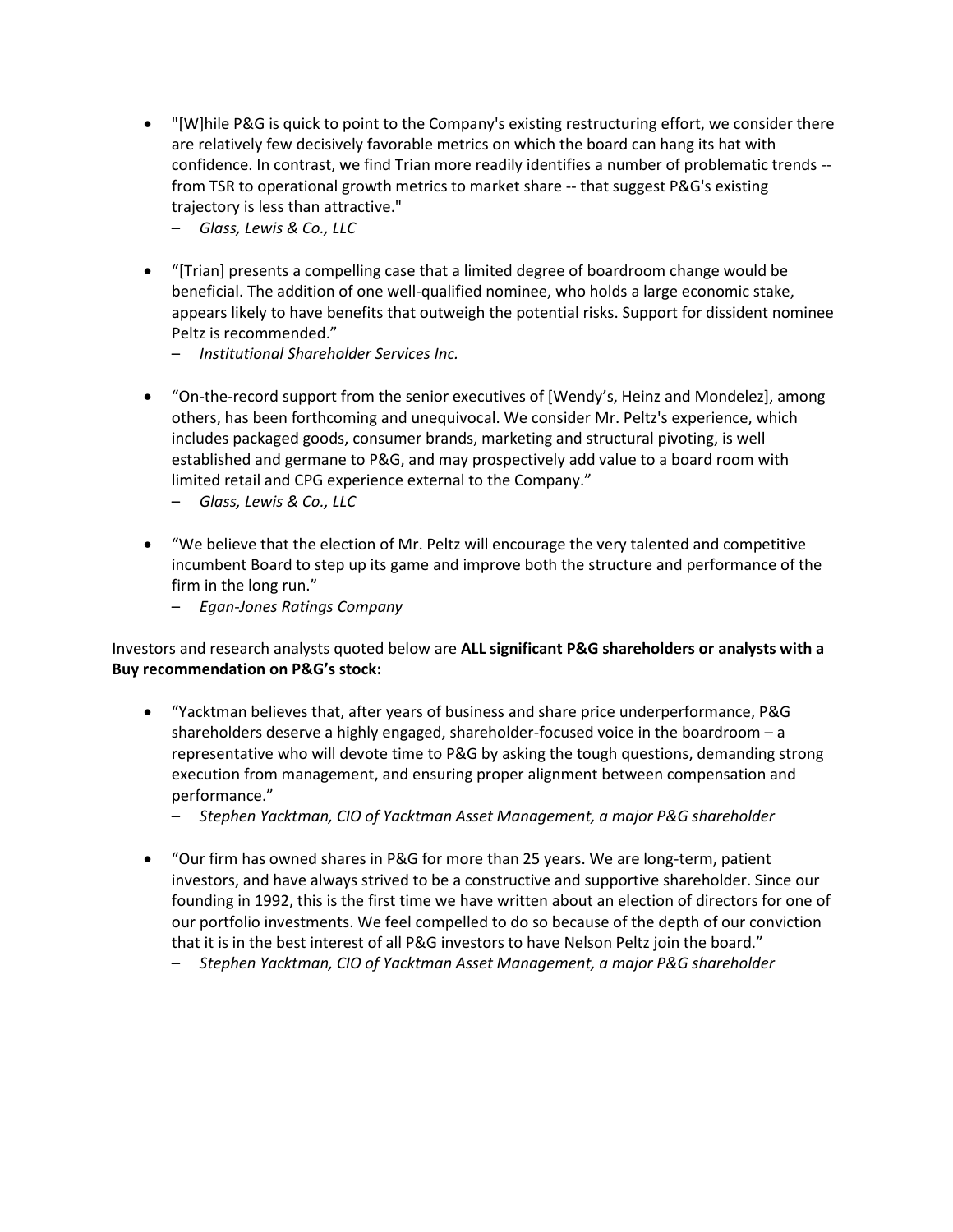- "[W]hile P&G is quick to point to the Company's existing restructuring effort, we consider there are relatively few decisively favorable metrics on which the board can hang its hat with confidence. In contrast, we find Trian more readily identifies a number of problematic trends -- from TSR to operational growth metrics to market share -- that suggest P&G's existing trajectory is less than attractive."
  – *Glass, Lewis & Co., LLC*

- "[Trian] presents a compelling case that a limited degree of boardroom change would be beneficial. The addition of one well-qualified nominee, who holds a large economic stake, appears likely to have benefits that outweigh the potential risks. Support for dissident nominee Peltz is recommended."
  – *Institutional Shareholder Services Inc.*

- "On-the-record support from the senior executives of [Wendy's, Heinz and Mondelez], among others, has been forthcoming and unequivocal. We consider Mr. Peltz's experience, which includes packaged goods, consumer brands, marketing and structural pivoting, is well established and germane to P&G, and may prospectively add value to a board room with limited retail and CPG experience external to the Company."
  – *Glass, Lewis & Co., LLC*

- "We believe that the election of Mr. Peltz will encourage the very talented and competitive incumbent Board to step up its game and improve both the structure and performance of the firm in the long run."
  – *Egan-Jones Ratings Company*

Investors and research analysts quoted below are **ALL significant P&G shareholders or analysts with a Buy recommendation on P&G's stock:**

- "Yacktman believes that, after years of business and share price underperformance, P&G shareholders deserve a highly engaged, shareholder-focused voice in the boardroom – a representative who will devote time to P&G by asking the tough questions, demanding strong execution from management, and ensuring proper alignment between compensation and performance."
  – *Stephen Yacktman, CIO of Yacktman Asset Management, a major P&G shareholder*

- "Our firm has owned shares in P&G for more than 25 years. We are long-term, patient investors, and have always strived to be a constructive and supportive shareholder. Since our founding in 1992, this is the first time we have written about an election of directors for one of our portfolio investments. We feel compelled to do so because of the depth of our conviction that it is in the best interest of all P&G investors to have Nelson Peltz join the board."
  – *Stephen Yacktman, CIO of Yacktman Asset Management, a major P&G shareholder*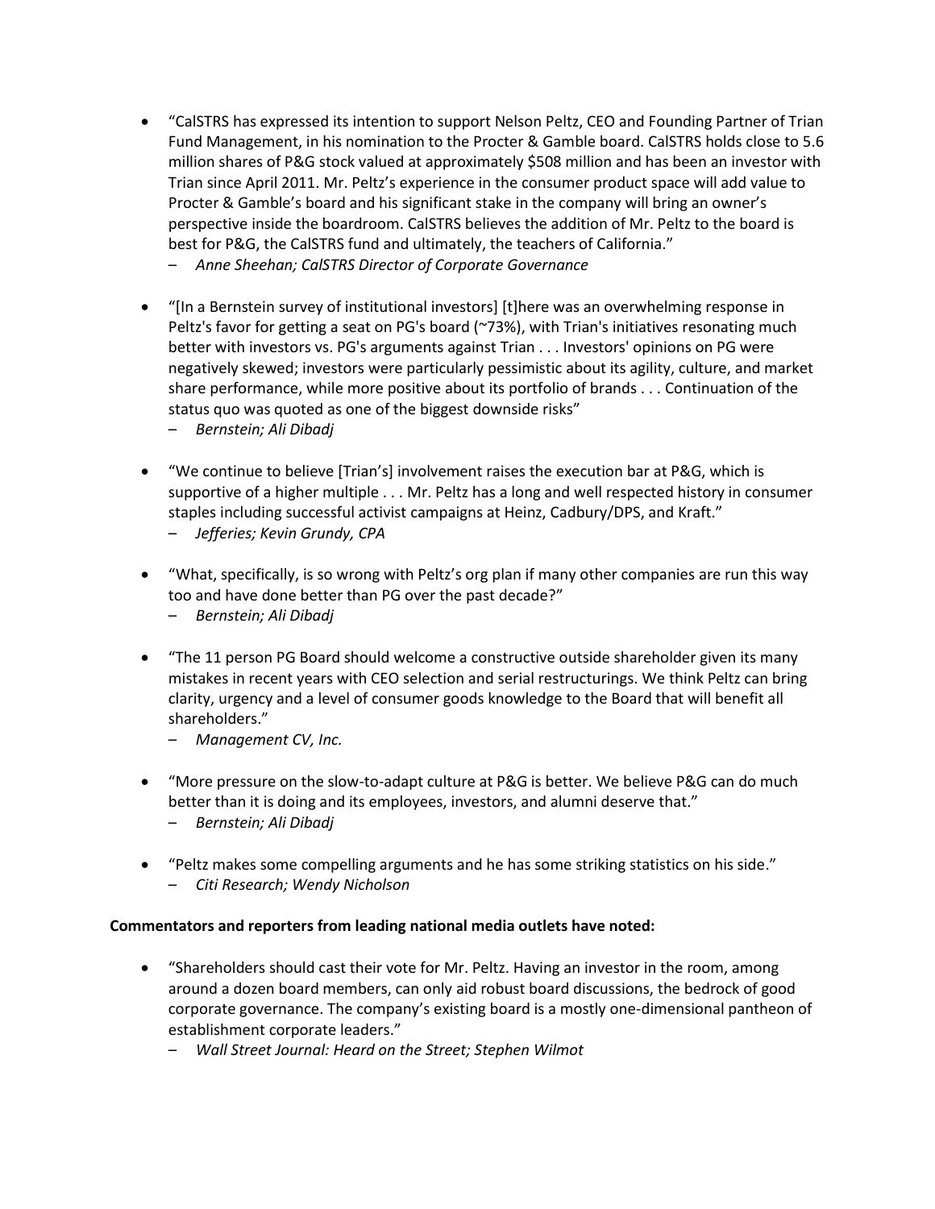- "CalSTRS has expressed its intention to support Nelson Peltz, CEO and Founding Partner of Trian Fund Management, in his nomination to the Procter & Gamble board. CalSTRS holds close to 5.6 million shares of P&G stock valued at approximately $508 million and has been an investor with Trian since April 2011. Mr. Peltz's experience in the consumer product space will add value to Procter & Gamble's board and his significant stake in the company will bring an owner's perspective inside the boardroom. CalSTRS believes the addition of Mr. Peltz to the board is best for P&G, the CalSTRS fund and ultimately, the teachers of California."
  – *Anne Sheehan; CalSTRS Director of Corporate Governance*

- "[In a Bernstein survey of institutional investors] [t]here was an overwhelming response in Peltz's favor for getting a seat on PG's board (~73%), with Trian's initiatives resonating much better with investors vs. PG's arguments against Trian . . . Investors' opinions on PG were negatively skewed; investors were particularly pessimistic about its agility, culture, and market share performance, while more positive about its portfolio of brands . . . Continuation of the status quo was quoted as one of the biggest downside risks"
  – *Bernstein; Ali Dibadj*

- "We continue to believe [Trian's] involvement raises the execution bar at P&G, which is supportive of a higher multiple . . . Mr. Peltz has a long and well respected history in consumer staples including successful activist campaigns at Heinz, Cadbury/DPS, and Kraft."
  – *Jefferies; Kevin Grundy, CPA*

- "What, specifically, is so wrong with Peltz's org plan if many other companies are run this way too and have done better than PG over the past decade?"
  – *Bernstein; Ali Dibadj*

- "The 11 person PG Board should welcome a constructive outside shareholder given its many mistakes in recent years with CEO selection and serial restructurings. We think Peltz can bring clarity, urgency and a level of consumer goods knowledge to the Board that will benefit all shareholders."
  – *Management CV, Inc.*

- "More pressure on the slow-to-adapt culture at P&G is better. We believe P&G can do much better than it is doing and its employees, investors, and alumni deserve that."
  – *Bernstein; Ali Dibadj*

- "Peltz makes some compelling arguments and he has some striking statistics on his side."
  – *Citi Research; Wendy Nicholson*

**Commentators and reporters from leading national media outlets have noted:**

- "Shareholders should cast their vote for Mr. Peltz. Having an investor in the room, among around a dozen board members, can only aid robust board discussions, the bedrock of good corporate governance. The company's existing board is a mostly one-dimensional pantheon of establishment corporate leaders."
  – *Wall Street Journal: Heard on the Street; Stephen Wilmot*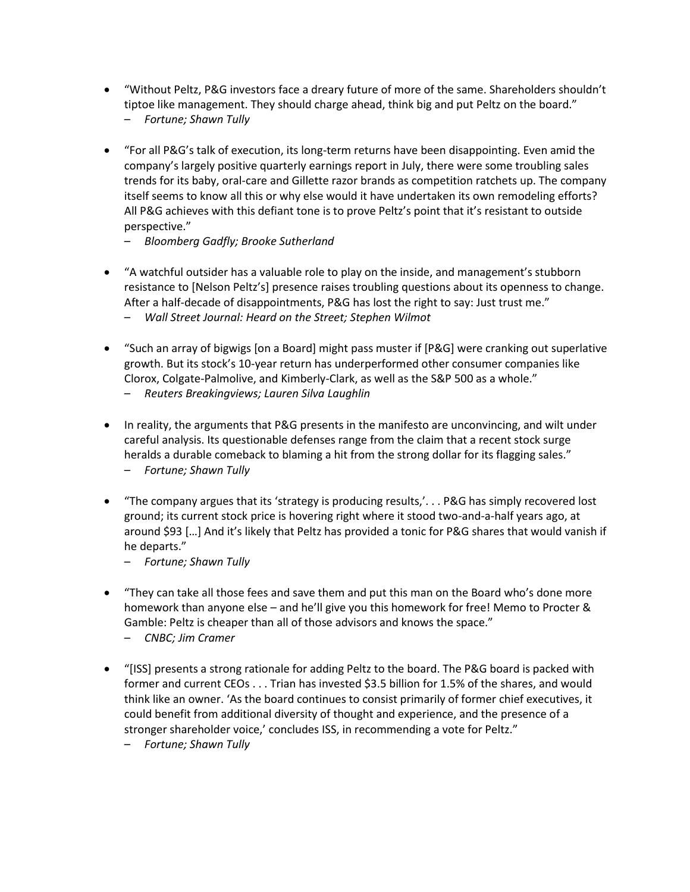- "Without Peltz, P&G investors face a dreary future of more of the same. Shareholders shouldn't tiptoe like management. They should charge ahead, think big and put Peltz on the board."
  – *Fortune; Shawn Tully*

- "For all P&G's talk of execution, its long-term returns have been disappointing. Even amid the company's largely positive quarterly earnings report in July, there were some troubling sales trends for its baby, oral-care and Gillette razor brands as competition ratchets up. The company itself seems to know all this or why else would it have undertaken its own remodeling efforts? All P&G achieves with this defiant tone is to prove Peltz's point that it's resistant to outside perspective."
  – *Bloomberg Gadfly; Brooke Sutherland*

- "A watchful outsider has a valuable role to play on the inside, and management's stubborn resistance to [Nelson Peltz's] presence raises troubling questions about its openness to change. After a half-decade of disappointments, P&G has lost the right to say: Just trust me."
  – *Wall Street Journal: Heard on the Street; Stephen Wilmot*

- "Such an array of bigwigs [on a Board] might pass muster if [P&G] were cranking out superlative growth. But its stock's 10-year return has underperformed other consumer companies like Clorox, Colgate-Palmolive, and Kimberly-Clark, as well as the S&P 500 as a whole."
  – *Reuters Breakingviews; Lauren Silva Laughlin*

- In reality, the arguments that P&G presents in the manifesto are unconvincing, and wilt under careful analysis. Its questionable defenses range from the claim that a recent stock surge heralds a durable comeback to blaming a hit from the strong dollar for its flagging sales."
  – *Fortune; Shawn Tully*

- "The company argues that its 'strategy is producing results,'. . . P&G has simply recovered lost ground; its current stock price is hovering right where it stood two-and-a-half years ago, at around $93 […] And it's likely that Peltz has provided a tonic for P&G shares that would vanish if he departs."
  – *Fortune; Shawn Tully*

- "They can take all those fees and save them and put this man on the Board who's done more homework than anyone else – and he'll give you this homework for free! Memo to Procter & Gamble: Peltz is cheaper than all of those advisors and knows the space."
  – *CNBC; Jim Cramer*

- "[ISS] presents a strong rationale for adding Peltz to the board. The P&G board is packed with former and current CEOs . . . Trian has invested $3.5 billion for 1.5% of the shares, and would think like an owner. 'As the board continues to consist primarily of former chief executives, it could benefit from additional diversity of thought and experience, and the presence of a stronger shareholder voice,' concludes ISS, in recommending a vote for Peltz."
  – *Fortune; Shawn Tully*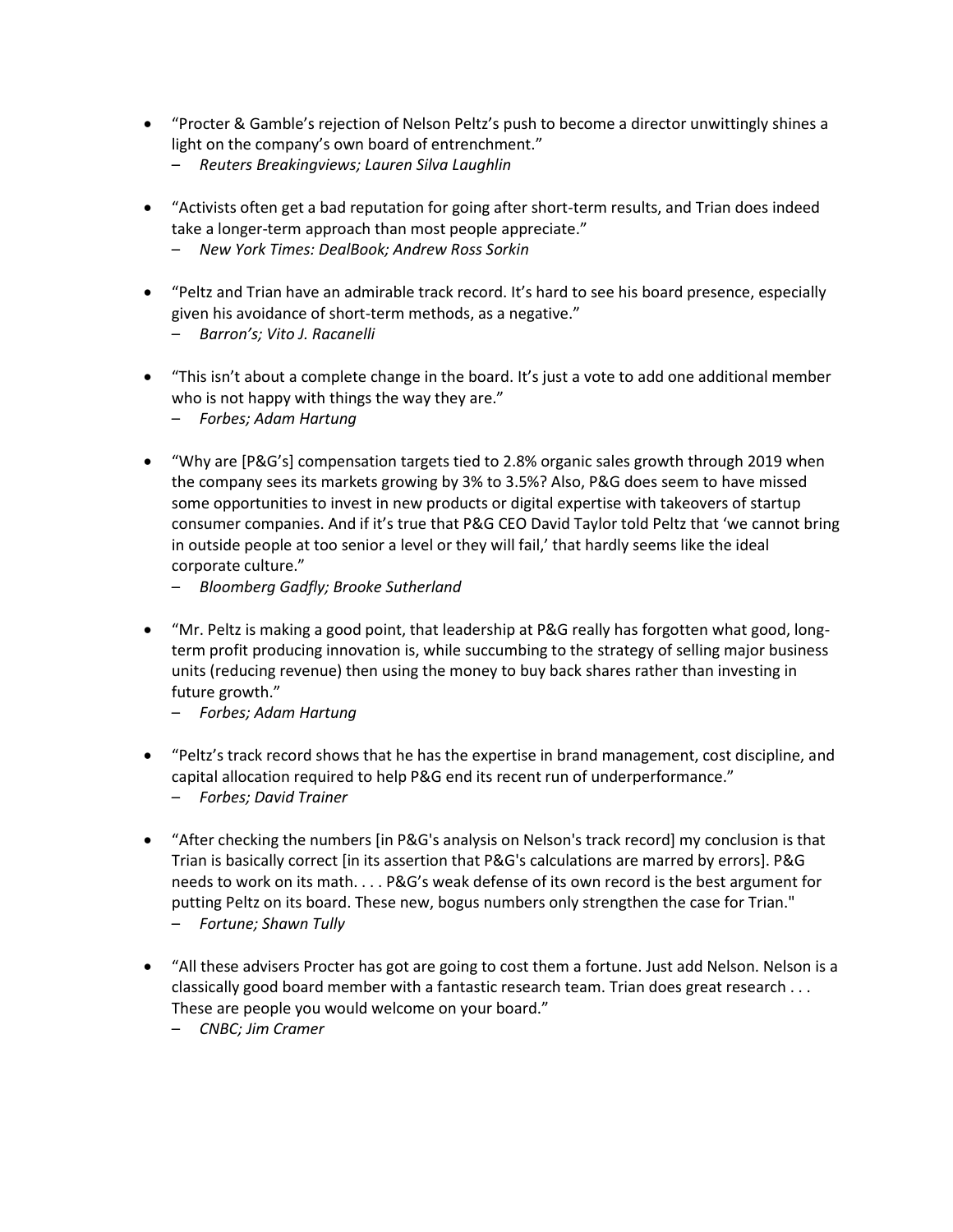- "Procter & Gamble's rejection of Nelson Peltz's push to become a director unwittingly shines a light on the company's own board of entrenchment."
  - *Reuters Breakingviews; Lauren Silva Laughlin*

- "Activists often get a bad reputation for going after short-term results, and Trian does indeed take a longer-term approach than most people appreciate."
  - *New York Times: DealBook; Andrew Ross Sorkin*

- "Peltz and Trian have an admirable track record. It's hard to see his board presence, especially given his avoidance of short-term methods, as a negative."
  - *Barron's; Vito J. Racanelli*

- "This isn't about a complete change in the board. It's just a vote to add one additional member who is not happy with things the way they are."
  - *Forbes; Adam Hartung*

- "Why are [P&G's] compensation targets tied to 2.8% organic sales growth through 2019 when the company sees its markets growing by 3% to 3.5%? Also, P&G does seem to have missed some opportunities to invest in new products or digital expertise with takeovers of startup consumer companies. And if it's true that P&G CEO David Taylor told Peltz that 'we cannot bring in outside people at too senior a level or they will fail,' that hardly seems like the ideal corporate culture."
  - *Bloomberg Gadfly; Brooke Sutherland*

- "Mr. Peltz is making a good point, that leadership at P&G really has forgotten what good, long-term profit producing innovation is, while succumbing to the strategy of selling major business units (reducing revenue) then using the money to buy back shares rather than investing in future growth."
  - *Forbes; Adam Hartung*

- "Peltz's track record shows that he has the expertise in brand management, cost discipline, and capital allocation required to help P&G end its recent run of underperformance."
  - *Forbes; David Trainer*

- "After checking the numbers [in P&G's analysis on Nelson's track record] my conclusion is that Trian is basically correct [in its assertion that P&G's calculations are marred by errors]. P&G needs to work on its math. . . . P&G's weak defense of its own record is the best argument for putting Peltz on its board. These new, bogus numbers only strengthen the case for Trian."
  - *Fortune; Shawn Tully*

- "All these advisers Procter has got are going to cost them a fortune. Just add Nelson. Nelson is a classically good board member with a fantastic research team. Trian does great research . . . These are people you would welcome on your board."
  - *CNBC; Jim Cramer*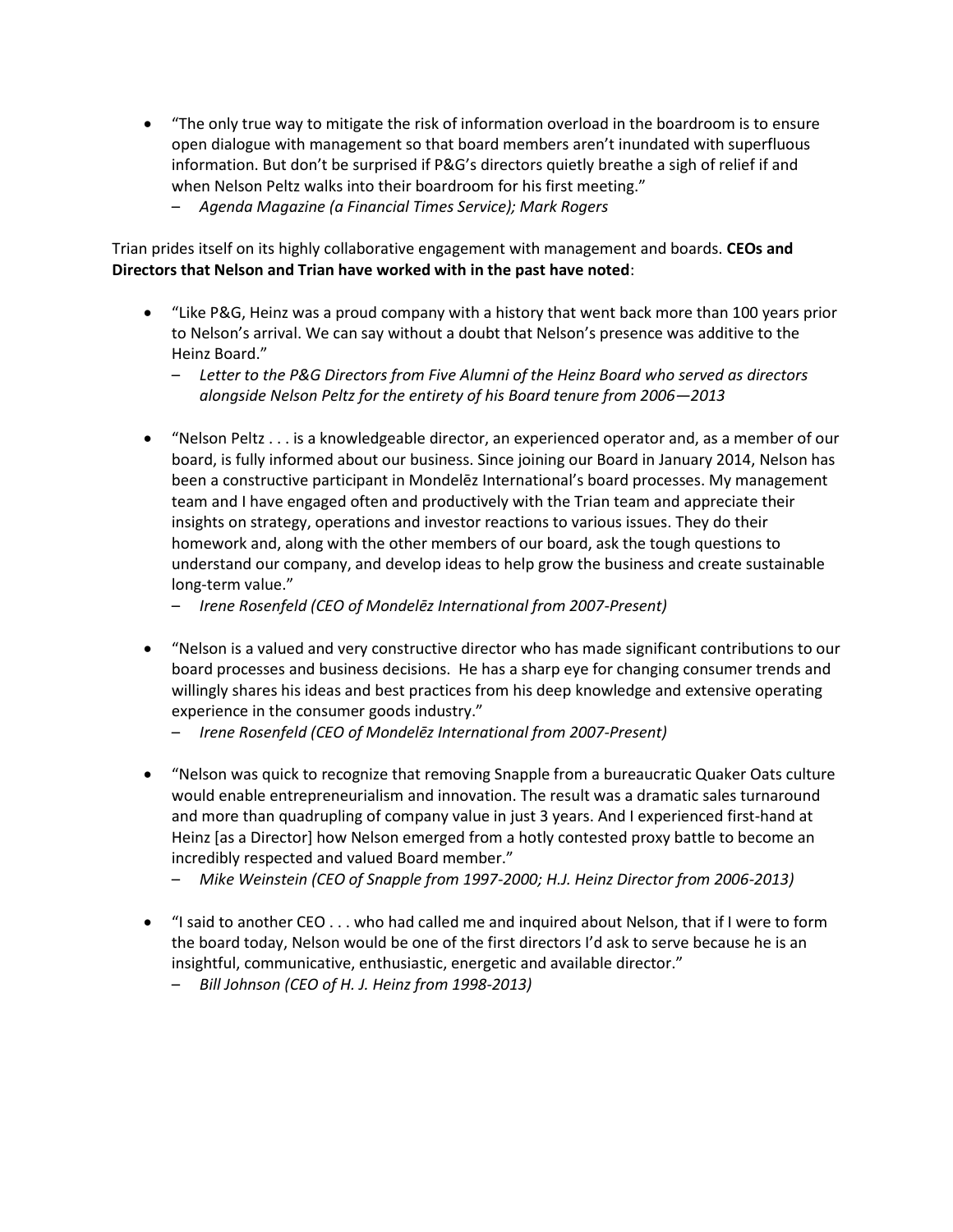- "The only true way to mitigate the risk of information overload in the boardroom is to ensure open dialogue with management so that board members aren't inundated with superfluous information. But don't be surprised if P&G's directors quietly breathe a sigh of relief if and when Nelson Peltz walks into their boardroom for his first meeting."
  – *Agenda Magazine (a Financial Times Service); Mark Rogers*

Trian prides itself on its highly collaborative engagement with management and boards. **CEOs and Directors that Nelson and Trian have worked with in the past have noted**:

- "Like P&G, Heinz was a proud company with a history that went back more than 100 years prior to Nelson's arrival. We can say without a doubt that Nelson's presence was additive to the Heinz Board."
  – *Letter to the P&G Directors from Five Alumni of the Heinz Board who served as directors alongside Nelson Peltz for the entirety of his Board tenure from 2006—2013*

- "Nelson Peltz . . . is a knowledgeable director, an experienced operator and, as a member of our board, is fully informed about our business. Since joining our Board in January 2014, Nelson has been a constructive participant in Mondelēz International's board processes. My management team and I have engaged often and productively with the Trian team and appreciate their insights on strategy, operations and investor reactions to various issues. They do their homework and, along with the other members of our board, ask the tough questions to understand our company, and develop ideas to help grow the business and create sustainable long-term value."
  – *Irene Rosenfeld (CEO of Mondelēz International from 2007-Present)*

- "Nelson is a valued and very constructive director who has made significant contributions to our board processes and business decisions. He has a sharp eye for changing consumer trends and willingly shares his ideas and best practices from his deep knowledge and extensive operating experience in the consumer goods industry."
  – *Irene Rosenfeld (CEO of Mondelēz International from 2007-Present)*

- "Nelson was quick to recognize that removing Snapple from a bureaucratic Quaker Oats culture would enable entrepreneurialism and innovation. The result was a dramatic sales turnaround and more than quadrupling of company value in just 3 years. And I experienced first-hand at Heinz [as a Director] how Nelson emerged from a hotly contested proxy battle to become an incredibly respected and valued Board member."
  – *Mike Weinstein (CEO of Snapple from 1997-2000; H.J. Heinz Director from 2006-2013)*

- "I said to another CEO . . . who had called me and inquired about Nelson, that if I were to form the board today, Nelson would be one of the first directors I'd ask to serve because he is an insightful, communicative, enthusiastic, energetic and available director."
  – *Bill Johnson (CEO of H. J. Heinz from 1998-2013)*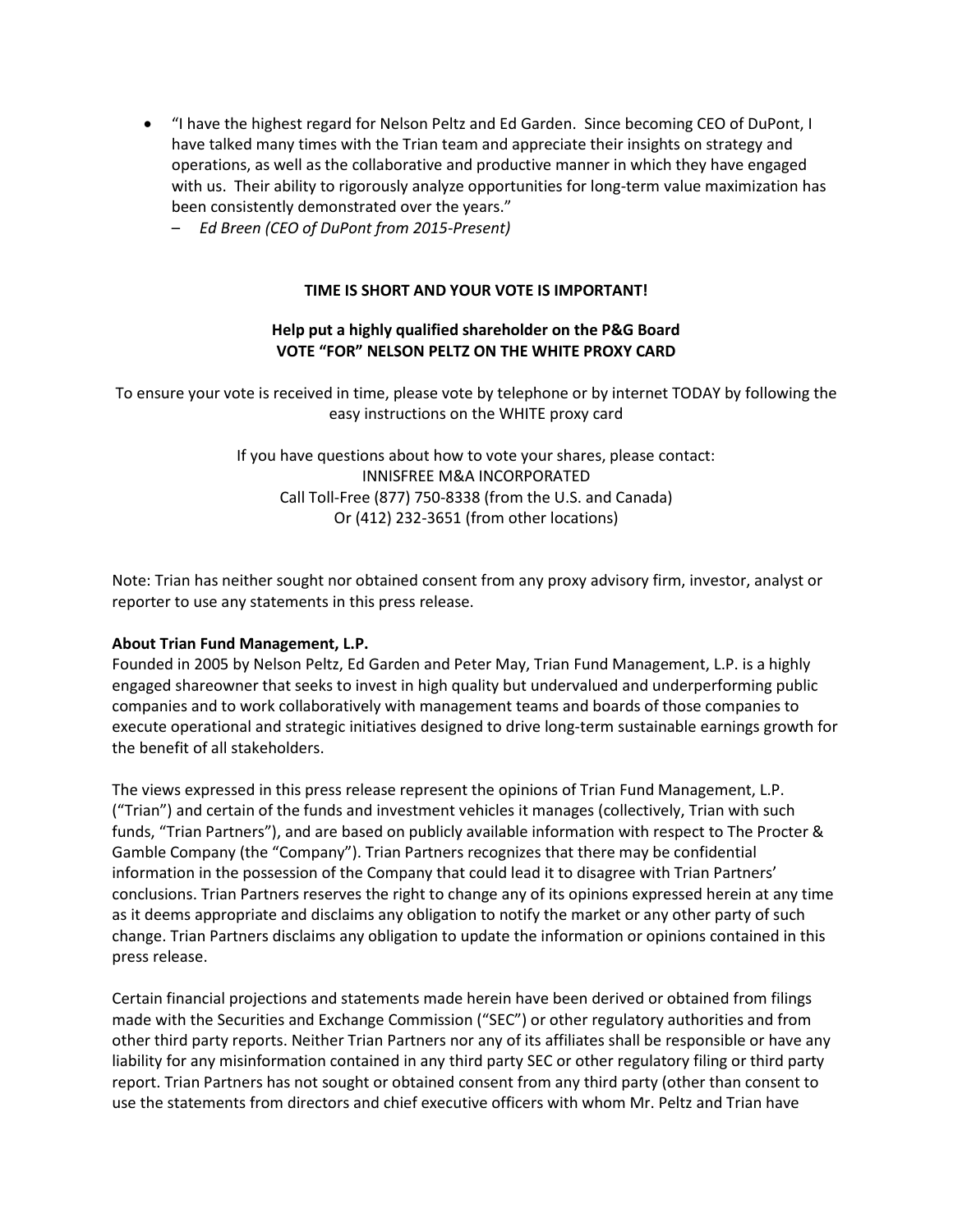- "I have the highest regard for Nelson Peltz and Ed Garden. Since becoming CEO of DuPont, I have talked many times with the Trian team and appreciate their insights on strategy and operations, as well as the collaborative and productive manner in which they have engaged with us. Their ability to rigorously analyze opportunities for long-term value maximization has been consistently demonstrated over the years."
  - *Ed Breen (CEO of DuPont from 2015-Present)*

**TIME IS SHORT AND YOUR VOTE IS IMPORTANT!**

**Help put a highly qualified shareholder on the P&G Board**
**VOTE "FOR" NELSON PELTZ ON THE WHITE PROXY CARD**

To ensure your vote is received in time, please vote by telephone or by internet TODAY by following the easy instructions on the WHITE proxy card

If you have questions about how to vote your shares, please contact:
INNISFREE M&A INCORPORATED
Call Toll-Free (877) 750-8338 (from the U.S. and Canada)
Or (412) 232-3651 (from other locations)

Note: Trian has neither sought nor obtained consent from any proxy advisory firm, investor, analyst or reporter to use any statements in this press release.

**About Trian Fund Management, L.P.**
Founded in 2005 by Nelson Peltz, Ed Garden and Peter May, Trian Fund Management, L.P. is a highly engaged shareowner that seeks to invest in high quality but undervalued and underperforming public companies and to work collaboratively with management teams and boards of those companies to execute operational and strategic initiatives designed to drive long-term sustainable earnings growth for the benefit of all stakeholders.

The views expressed in this press release represent the opinions of Trian Fund Management, L.P. ("Trian") and certain of the funds and investment vehicles it manages (collectively, Trian with such funds, "Trian Partners"), and are based on publicly available information with respect to The Procter & Gamble Company (the "Company"). Trian Partners recognizes that there may be confidential information in the possession of the Company that could lead it to disagree with Trian Partners' conclusions. Trian Partners reserves the right to change any of its opinions expressed herein at any time as it deems appropriate and disclaims any obligation to notify the market or any other party of such change. Trian Partners disclaims any obligation to update the information or opinions contained in this press release.

Certain financial projections and statements made herein have been derived or obtained from filings made with the Securities and Exchange Commission ("SEC") or other regulatory authorities and from other third party reports. Neither Trian Partners nor any of its affiliates shall be responsible or have any liability for any misinformation contained in any third party SEC or other regulatory filing or third party report. Trian Partners has not sought or obtained consent from any third party (other than consent to use the statements from directors and chief executive officers with whom Mr. Peltz and Trian have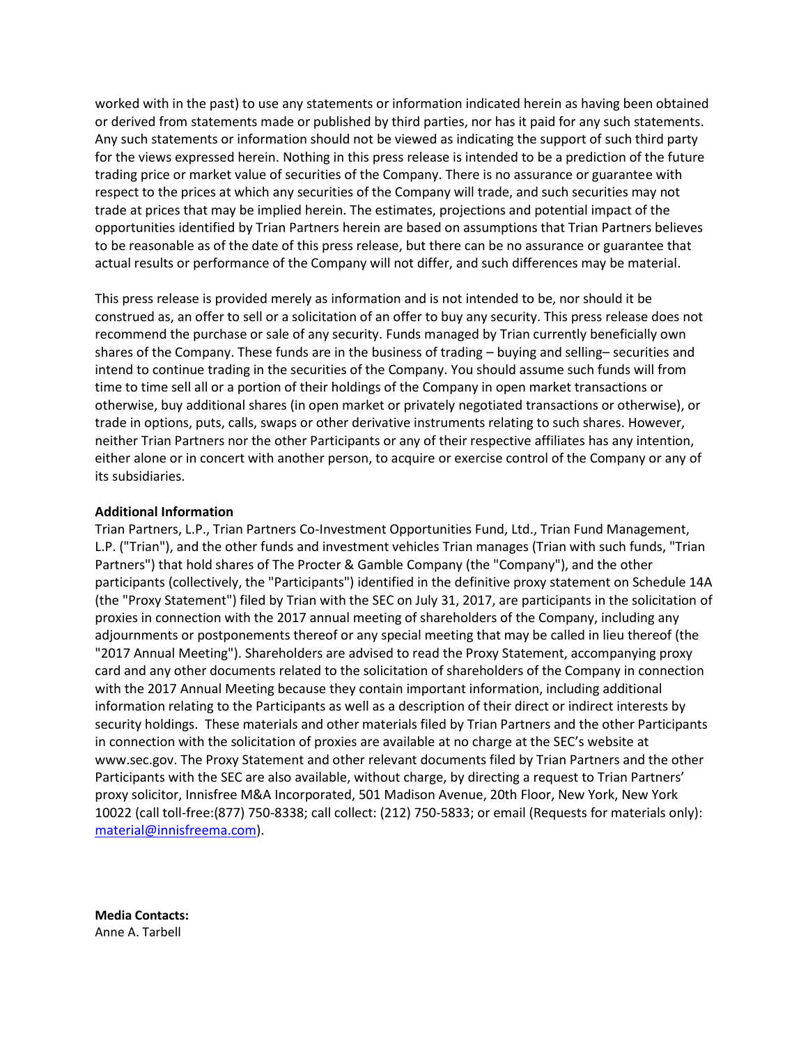worked with in the past) to use any statements or information indicated herein as having been obtained or derived from statements made or published by third parties, nor has it paid for any such statements. Any such statements or information should not be viewed as indicating the support of such third party for the views expressed herein. Nothing in this press release is intended to be a prediction of the future trading price or market value of securities of the Company. There is no assurance or guarantee with respect to the prices at which any securities of the Company will trade, and such securities may not trade at prices that may be implied herein. The estimates, projections and potential impact of the opportunities identified by Trian Partners herein are based on assumptions that Trian Partners believes to be reasonable as of the date of this press release, but there can be no assurance or guarantee that actual results or performance of the Company will not differ, and such differences may be material.

This press release is provided merely as information and is not intended to be, nor should it be construed as, an offer to sell or a solicitation of an offer to buy any security. This press release does not recommend the purchase or sale of any security. Funds managed by Trian currently beneficially own shares of the Company. These funds are in the business of trading – buying and selling– securities and intend to continue trading in the securities of the Company. You should assume such funds will from time to time sell all or a portion of their holdings of the Company in open market transactions or otherwise, buy additional shares (in open market or privately negotiated transactions or otherwise), or trade in options, puts, calls, swaps or other derivative instruments relating to such shares. However, neither Trian Partners nor the other Participants or any of their respective affiliates has any intention, either alone or in concert with another person, to acquire or exercise control of the Company or any of its subsidiaries.

**Additional Information**

Trian Partners, L.P., Trian Partners Co-Investment Opportunities Fund, Ltd., Trian Fund Management, L.P. ("Trian"), and the other funds and investment vehicles Trian manages (Trian with such funds, "Trian Partners") that hold shares of The Procter & Gamble Company (the "Company"), and the other participants (collectively, the "Participants") identified in the definitive proxy statement on Schedule 14A (the "Proxy Statement") filed by Trian with the SEC on July 31, 2017, are participants in the solicitation of proxies in connection with the 2017 annual meeting of shareholders of the Company, including any adjournments or postponements thereof or any special meeting that may be called in lieu thereof (the "2017 Annual Meeting"). Shareholders are advised to read the Proxy Statement, accompanying proxy card and any other documents related to the solicitation of shareholders of the Company in connection with the 2017 Annual Meeting because they contain important information, including additional information relating to the Participants as well as a description of their direct or indirect interests by security holdings. These materials and other materials filed by Trian Partners and the other Participants in connection with the solicitation of proxies are available at no charge at the SEC's website at www.sec.gov. The Proxy Statement and other relevant documents filed by Trian Partners and the other Participants with the SEC are also available, without charge, by directing a request to Trian Partners' proxy solicitor, Innisfree M&A Incorporated, 501 Madison Avenue, 20th Floor, New York, New York 10022 (call toll-free:(877) 750-8338; call collect: (212) 750-5833; or email (Requests for materials only): material@innisfreema.com).

**Media Contacts:**
Anne A. Tarbell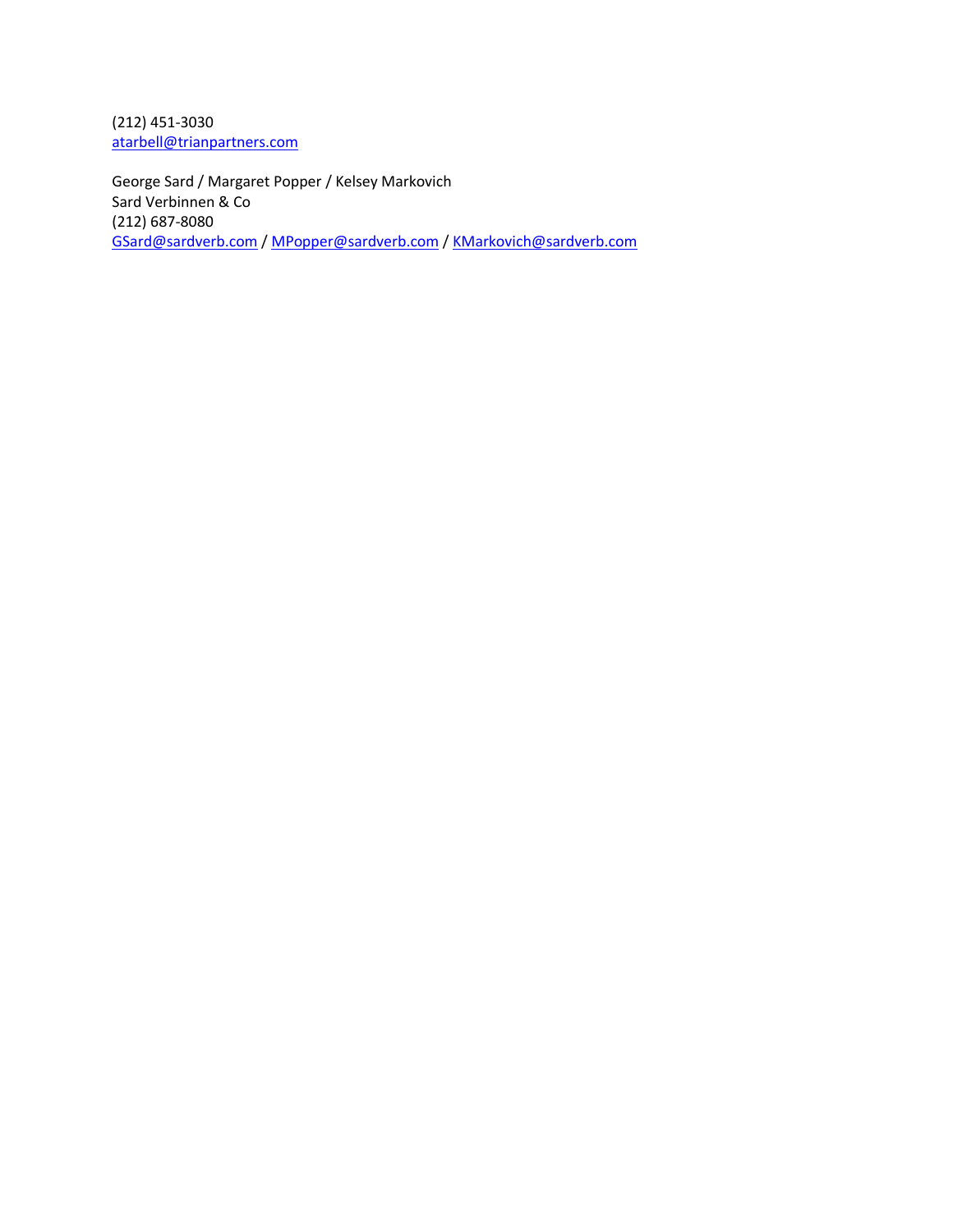(212) 451-3030
atarbell@trianpartners.com

George Sard / Margaret Popper / Kelsey Markovich
Sard Verbinnen & Co
(212) 687-8080
GSard@sardverb.com / MPopper@sardverb.com / KMarkovich@sardverb.com